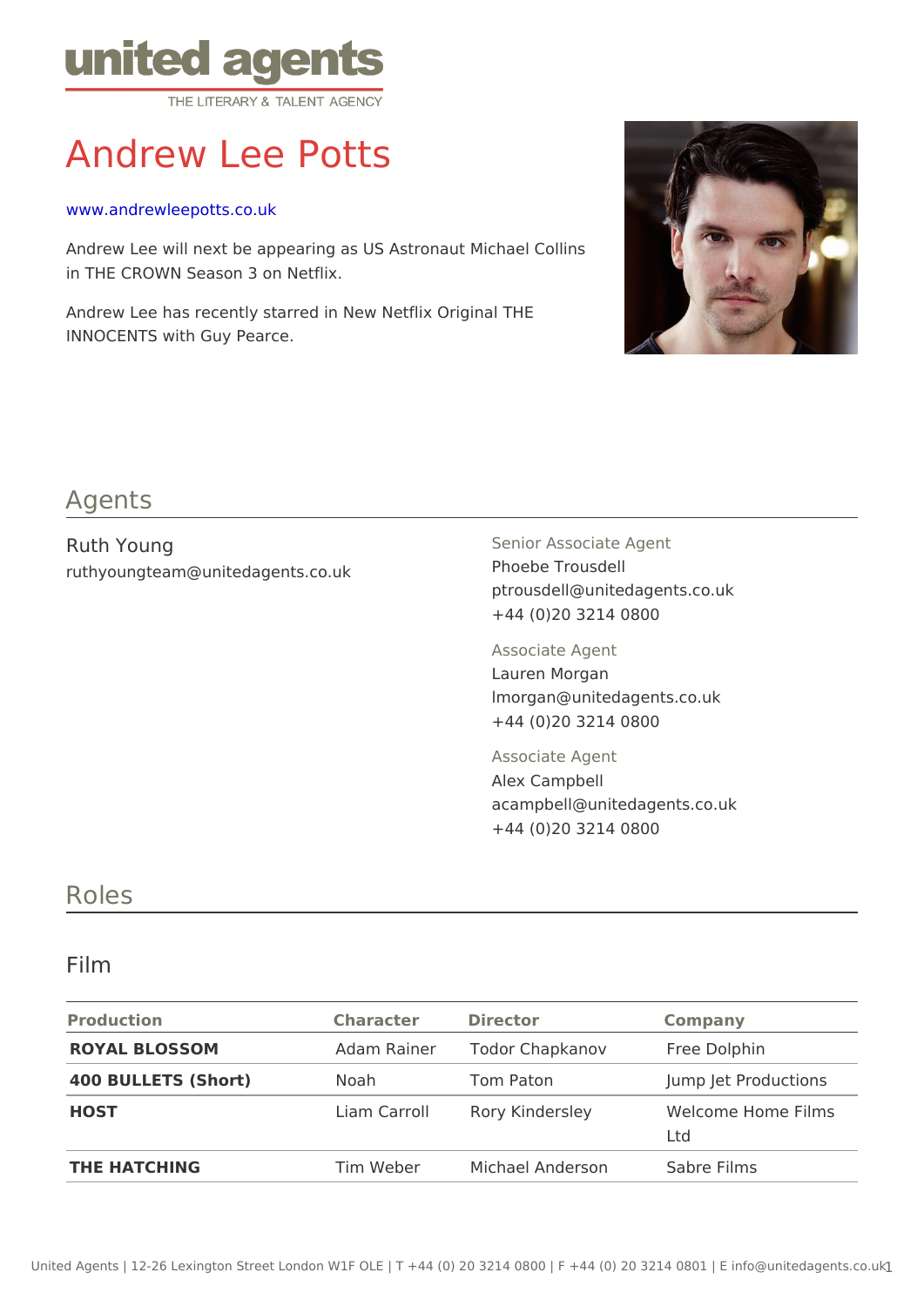united agents
THE LITERARY & TALENT AGENCY

# Andrew Lee Potts

www.andrewleepotts.co.uk

Andrew Lee will next be appearing as US Astronaut Michael Collins in THE CROWN Season 3 on Netflix.

Andrew Lee has recently starred in New Netflix Original THE INNOCENTS with Guy Pearce.

## Agents

Ruth Young
ruthyoungteam@unitedagents.co.uk

Senior Associate Agent
Phoebe Trousdell
ptrousdell@unitedagents.co.uk
+44 (0)20 3214 0800

Associate Agent
Lauren Morgan
lmorgan@unitedagents.co.uk
+44 (0)20 3214 0800

Associate Agent
Alex Campbell
acampbell@unitedagents.co.uk
+44 (0)20 3214 0800

## Roles

### Film

| Production | Character | Director | Company |
|---|---|---|---|
| **ROYAL BLOSSOM** | Adam Rainer | Todor Chapkanov | Free Dolphin |
| **400 BULLETS (Short)** | Noah | Tom Paton | Jump Jet Productions |
| **HOST** | Liam Carroll | Rory Kindersley | Welcome Home Films Ltd |
| **THE HATCHING** | Tim Weber | Michael Anderson | Sabre Films |

United Agents | 12-26 Lexington Street London W1F OLE | T +44 (0) 20 3214 0800 | F +44 (0) 20 3214 0801 | E info@unitedagents.co.uk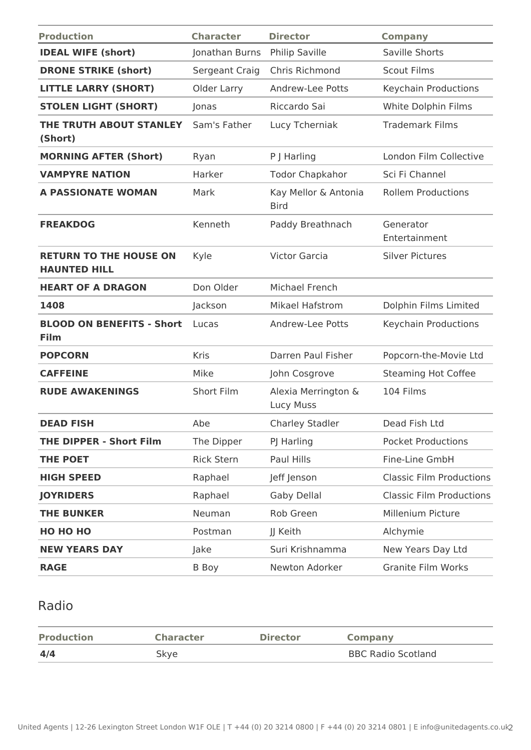| Production | Character | Director | Company |
| --- | --- | --- | --- |
| **IDEAL WIFE (short)** | Jonathan Burns | Philip Saville | Saville Shorts |
| **DRONE STRIKE (short)** | Sergeant Craig | Chris Richmond | Scout Films |
| **LITTLE LARRY (SHORT)** | Older Larry | Andrew-Lee Potts | Keychain Productions |
| **STOLEN LIGHT (SHORT)** | Jonas | Riccardo Sai | White Dolphin Films |
| **THE TRUTH ABOUT STANLEY (Short)** | Sam's Father | Lucy Tcherniak | Trademark Films |
| **MORNING AFTER (Short)** | Ryan | P J Harling | London Film Collective |
| **VAMPYRE NATION** | Harker | Todor Chapkahor | Sci Fi Channel |
| **A PASSIONATE WOMAN** | Mark | Kay Mellor & Antonia Bird | Rollem Productions |
| **FREAKDOG** | Kenneth | Paddy Breathnach | Generator Entertainment |
| **RETURN TO THE HOUSE ON HAUNTED HILL** | Kyle | Victor Garcia | Silver Pictures |
| **HEART OF A DRAGON** | Don Older | Michael French | |
| **1408** | Jackson | Mikael Hafstrom | Dolphin Films Limited |
| **BLOOD ON BENEFITS - Short Film** | Lucas | Andrew-Lee Potts | Keychain Productions |
| **POPCORN** | Kris | Darren Paul Fisher | Popcorn-the-Movie Ltd |
| **CAFFEINE** | Mike | John Cosgrove | Steaming Hot Coffee |
| **RUDE AWAKENINGS** | Short Film | Alexia Merrington & Lucy Muss | 104 Films |
| **DEAD FISH** | Abe | Charley Stadler | Dead Fish Ltd |
| **THE DIPPER - Short Film** | The Dipper | PJ Harling | Pocket Productions |
| **THE POET** | Rick Stern | Paul Hills | Fine-Line GmbH |
| **HIGH SPEED** | Raphael | Jeff Jenson | Classic Film Productions |
| **JOYRIDERS** | Raphael | Gaby Dellal | Classic Film Productions |
| **THE BUNKER** | Neuman | Rob Green | Millenium Picture |
| **HO HO HO** | Postman | JJ Keith | Alchymie |
| **NEW YEARS DAY** | Jake | Suri Krishnamma | New Years Day Ltd |
| **RAGE** | B Boy | Newton Adorker | Granite Film Works |

## Radio

| Production | Character | Director | Company |
| --- | --- | --- | --- |
| **4/4** | Skye | | BBC Radio Scotland |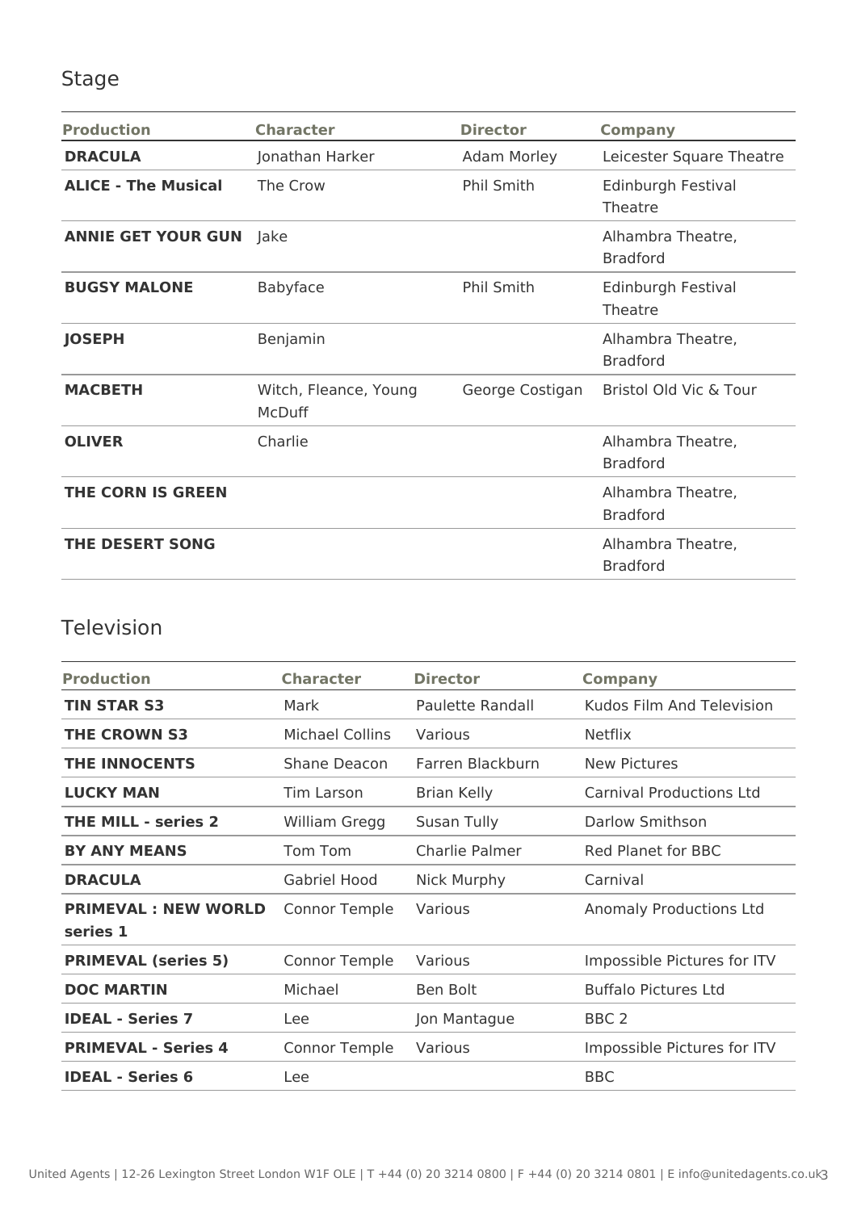## Stage

| Production | Character | Director | Company |
|---|---|---|---|
| **DRACULA** | Jonathan Harker | Adam Morley | Leicester Square Theatre |
| **ALICE - The Musical** | The Crow | Phil Smith | Edinburgh Festival Theatre |
| **ANNIE GET YOUR GUN** | Jake | | Alhambra Theatre, Bradford |
| **BUGSY MALONE** | Babyface | Phil Smith | Edinburgh Festival Theatre |
| **JOSEPH** | Benjamin | | Alhambra Theatre, Bradford |
| **MACBETH** | Witch, Fleance, Young McDuff | George Costigan | Bristol Old Vic & Tour |
| **OLIVER** | Charlie | | Alhambra Theatre, Bradford |
| **THE CORN IS GREEN** | | | Alhambra Theatre, Bradford |
| **THE DESERT SONG** | | | Alhambra Theatre, Bradford |

## Television

| Production | Character | Director | Company |
|---|---|---|---|
| **TIN STAR S3** | Mark | Paulette Randall | Kudos Film And Television |
| **THE CROWN S3** | Michael Collins | Various | Netflix |
| **THE INNOCENTS** | Shane Deacon | Farren Blackburn | New Pictures |
| **LUCKY MAN** | Tim Larson | Brian Kelly | Carnival Productions Ltd |
| **THE MILL - series 2** | William Gregg | Susan Tully | Darlow Smithson |
| **BY ANY MEANS** | Tom Tom | Charlie Palmer | Red Planet for BBC |
| **DRACULA** | Gabriel Hood | Nick Murphy | Carnival |
| **PRIMEVAL : NEW WORLD series 1** | Connor Temple | Various | Anomaly Productions Ltd |
| **PRIMEVAL (series 5)** | Connor Temple | Various | Impossible Pictures for ITV |
| **DOC MARTIN** | Michael | Ben Bolt | Buffalo Pictures Ltd |
| **IDEAL - Series 7** | Lee | Jon Mantague | BBC 2 |
| **PRIMEVAL - Series 4** | Connor Temple | Various | Impossible Pictures for ITV |
| **IDEAL - Series 6** | Lee | | BBC |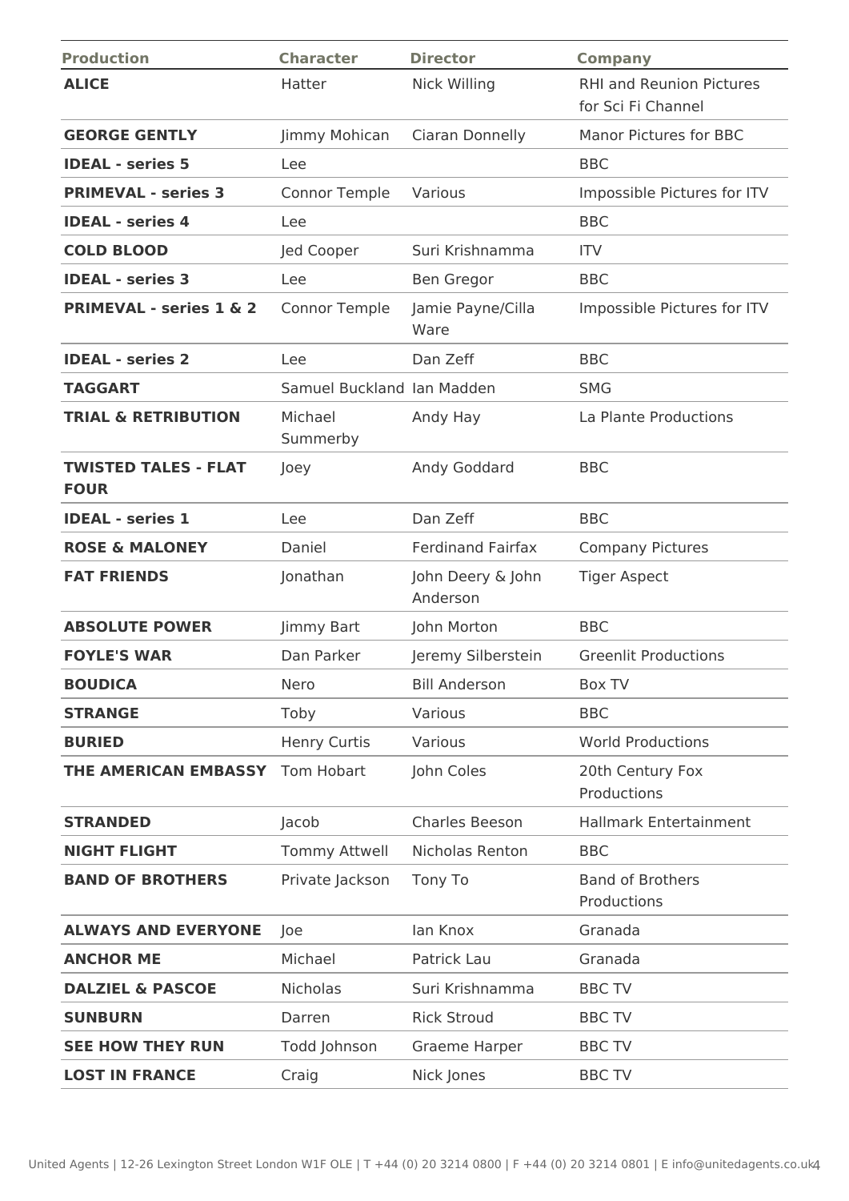| Production | Character | Director | Company |
|---|---|---|---|
| **ALICE** | Hatter | Nick Willing | RHI and Reunion Pictures for Sci Fi Channel |
| **GEORGE GENTLY** | Jimmy Mohican | Ciaran Donnelly | Manor Pictures for BBC |
| **IDEAL - series 5** | Lee | | BBC |
| **PRIMEVAL - series 3** | Connor Temple | Various | Impossible Pictures for ITV |
| **IDEAL - series 4** | Lee | | BBC |
| **COLD BLOOD** | Jed Cooper | Suri Krishnamma | ITV |
| **IDEAL - series 3** | Lee | Ben Gregor | BBC |
| **PRIMEVAL - series 1 & 2** | Connor Temple | Jamie Payne/Cilla Ware | Impossible Pictures for ITV |
| **IDEAL - series 2** | Lee | Dan Zeff | BBC |
| **TAGGART** | Samuel Buckland | Ian Madden | SMG |
| **TRIAL & RETRIBUTION** | Michael Summerby | Andy Hay | La Plante Productions |
| **TWISTED TALES - FLAT FOUR** | Joey | Andy Goddard | BBC |
| **IDEAL - series 1** | Lee | Dan Zeff | BBC |
| **ROSE & MALONEY** | Daniel | Ferdinand Fairfax | Company Pictures |
| **FAT FRIENDS** | Jonathan | John Deery & John Anderson | Tiger Aspect |
| **ABSOLUTE POWER** | Jimmy Bart | John Morton | BBC |
| **FOYLE'S WAR** | Dan Parker | Jeremy Silberstein | Greenlit Productions |
| **BOUDICA** | Nero | Bill Anderson | Box TV |
| **STRANGE** | Toby | Various | BBC |
| **BURIED** | Henry Curtis | Various | World Productions |
| **THE AMERICAN EMBASSY** | Tom Hobart | John Coles | 20th Century Fox Productions |
| **STRANDED** | Jacob | Charles Beeson | Hallmark Entertainment |
| **NIGHT FLIGHT** | Tommy Attwell | Nicholas Renton | BBC |
| **BAND OF BROTHERS** | Private Jackson | Tony To | Band of Brothers Productions |
| **ALWAYS AND EVERYONE** | Joe | Ian Knox | Granada |
| **ANCHOR ME** | Michael | Patrick Lau | Granada |
| **DALZIEL & PASCOE** | Nicholas | Suri Krishnamma | BBC TV |
| **SUNBURN** | Darren | Rick Stroud | BBC TV |
| **SEE HOW THEY RUN** | Todd Johnson | Graeme Harper | BBC TV |
| **LOST IN FRANCE** | Craig | Nick Jones | BBC TV |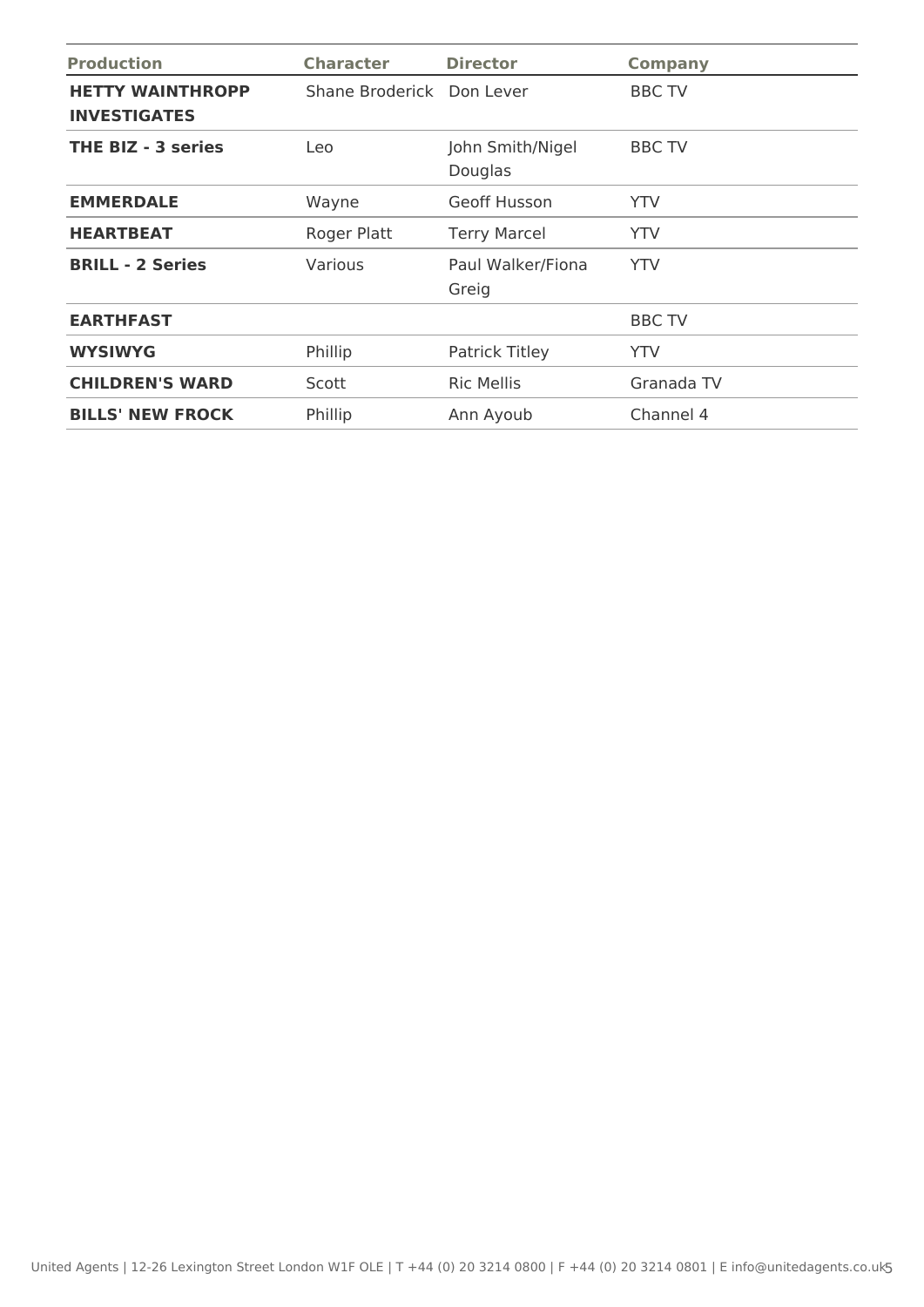| Production | Character | Director | Company |
|---|---|---|---|
| **HETTY WAINTHROPP INVESTIGATES** | Shane Broderick | Don Lever | BBC TV |
| **THE BIZ - 3 series** | Leo | John Smith/Nigel Douglas | BBC TV |
| **EMMERDALE** | Wayne | Geoff Husson | YTV |
| **HEARTBEAT** | Roger Platt | Terry Marcel | YTV |
| **BRILL - 2 Series** | Various | Paul Walker/Fiona Greig | YTV |
| **EARTHFAST** | | | BBC TV |
| **WYSIWYG** | Phillip | Patrick Titley | YTV |
| **CHILDREN'S WARD** | Scott | Ric Mellis | Granada TV |
| **BILLS' NEW FROCK** | Phillip | Ann Ayoub | Channel 4 |